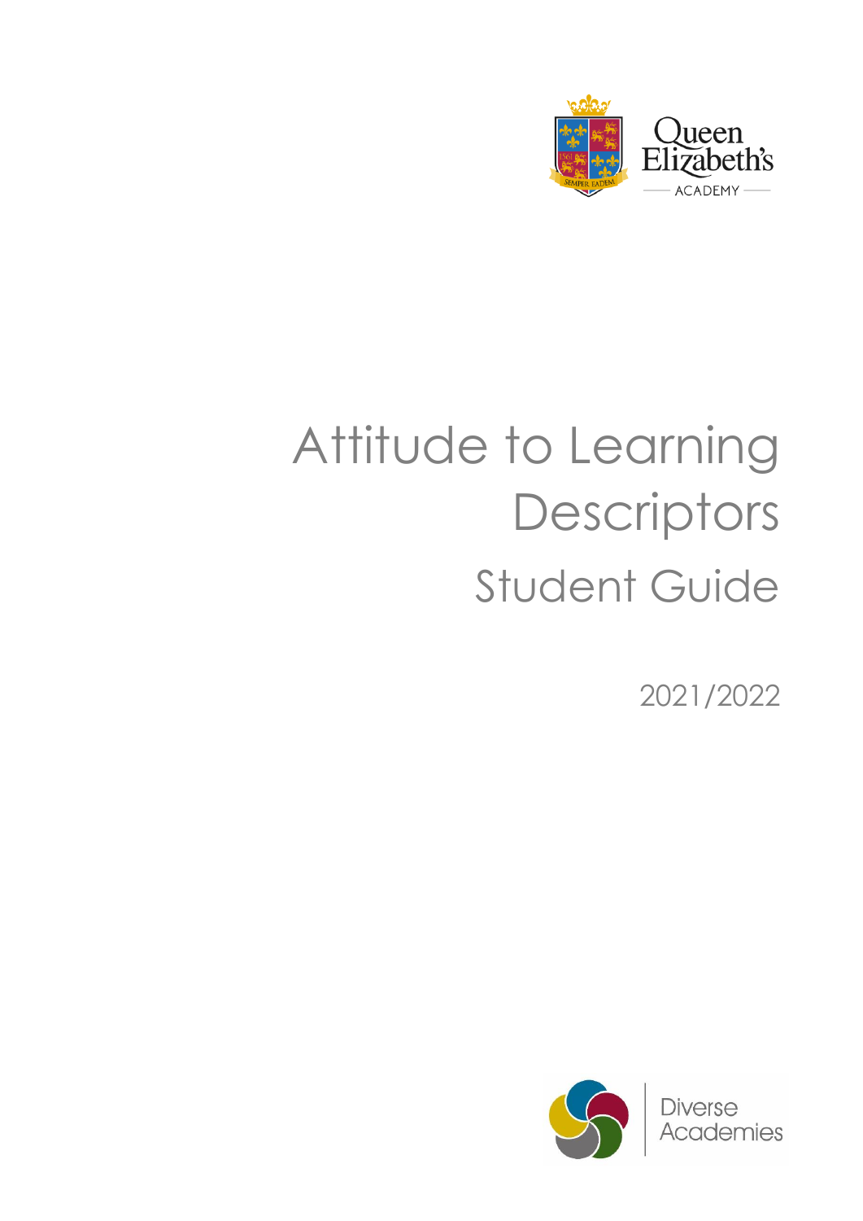Queen Elizabeth's ACADEMY

SEMPER EADEM

# Attitude to Learning Descriptors

## Student Guide

2021/2022

Diverse Academies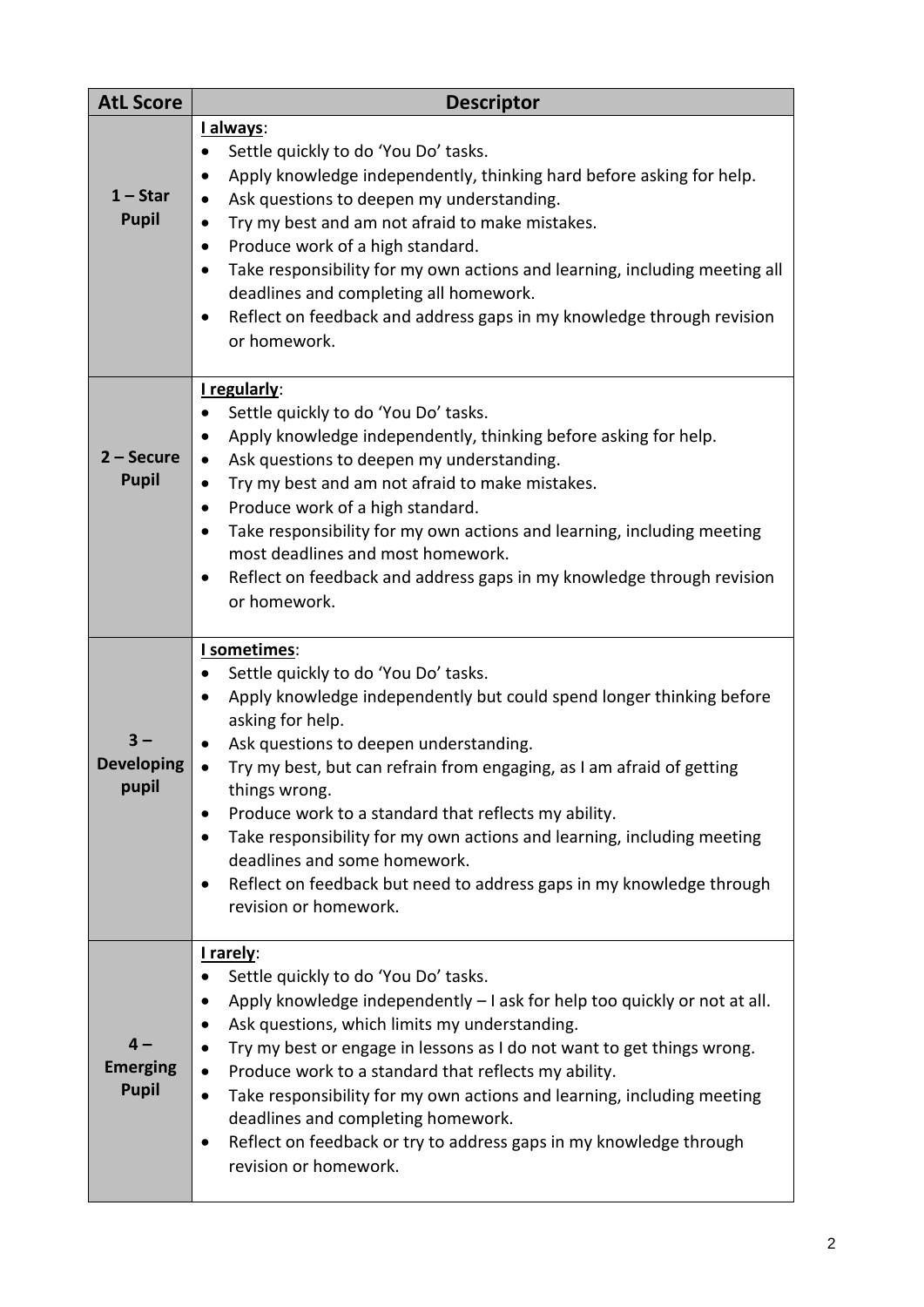| AtL Score | Descriptor |
|---|---|
| **1 – Star Pupil** | **<u>I always</u>**:<br>• Settle quickly to do 'You Do' tasks.<br>• Apply knowledge independently, thinking hard before asking for help.<br>• Ask questions to deepen my understanding.<br>• Try my best and am not afraid to make mistakes.<br>• Produce work of a high standard.<br>• Take responsibility for my own actions and learning, including meeting all deadlines and completing all homework.<br>• Reflect on feedback and address gaps in my knowledge through revision or homework. |
| **2 – Secure Pupil** | **<u>I regularly</u>**:<br>• Settle quickly to do 'You Do' tasks.<br>• Apply knowledge independently, thinking before asking for help.<br>• Ask questions to deepen my understanding.<br>• Try my best and am not afraid to make mistakes.<br>• Produce work of a high standard.<br>• Take responsibility for my own actions and learning, including meeting most deadlines and most homework.<br>• Reflect on feedback and address gaps in my knowledge through revision or homework. |
| **3 – Developing pupil** | **<u>I sometimes</u>**:<br>• Settle quickly to do 'You Do' tasks.<br>• Apply knowledge independently but could spend longer thinking before asking for help.<br>• Ask questions to deepen understanding.<br>• Try my best, but can refrain from engaging, as I am afraid of getting things wrong.<br>• Produce work to a standard that reflects my ability.<br>• Take responsibility for my own actions and learning, including meeting deadlines and some homework.<br>• Reflect on feedback but need to address gaps in my knowledge through revision or homework. |
| **4 – Emerging Pupil** | **<u>I rarely</u>**:<br>• Settle quickly to do 'You Do' tasks.<br>• Apply knowledge independently – I ask for help too quickly or not at all.<br>• Ask questions, which limits my understanding.<br>• Try my best or engage in lessons as I do not want to get things wrong.<br>• Produce work to a standard that reflects my ability.<br>• Take responsibility for my own actions and learning, including meeting deadlines and completing homework.<br>• Reflect on feedback or try to address gaps in my knowledge through revision or homework. |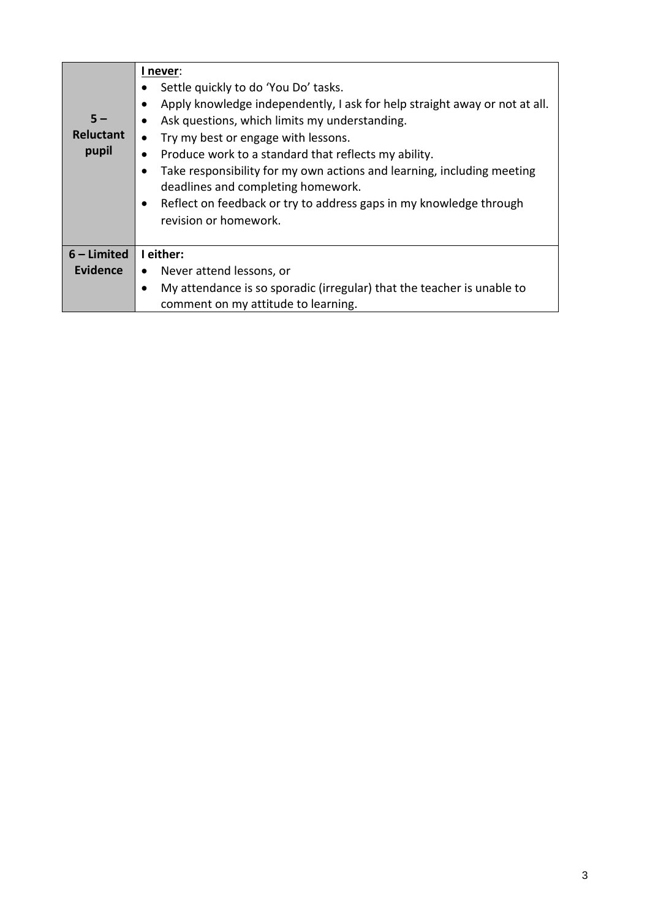| | |
|---|---|
| **5 – Reluctant pupil** | **<u>I never</u>**:<br>• Settle quickly to do 'You Do' tasks.<br>• Apply knowledge independently, I ask for help straight away or not at all.<br>• Ask questions, which limits my understanding.<br>• Try my best or engage with lessons.<br>• Produce work to a standard that reflects my ability.<br>• Take responsibility for my own actions and learning, including meeting deadlines and completing homework.<br>• Reflect on feedback or try to address gaps in my knowledge through revision or homework. |
| **6 – Limited Evidence** | **I either:**<br>• Never attend lessons, or<br>• My attendance is so sporadic (irregular) that the teacher is unable to comment on my attitude to learning. |